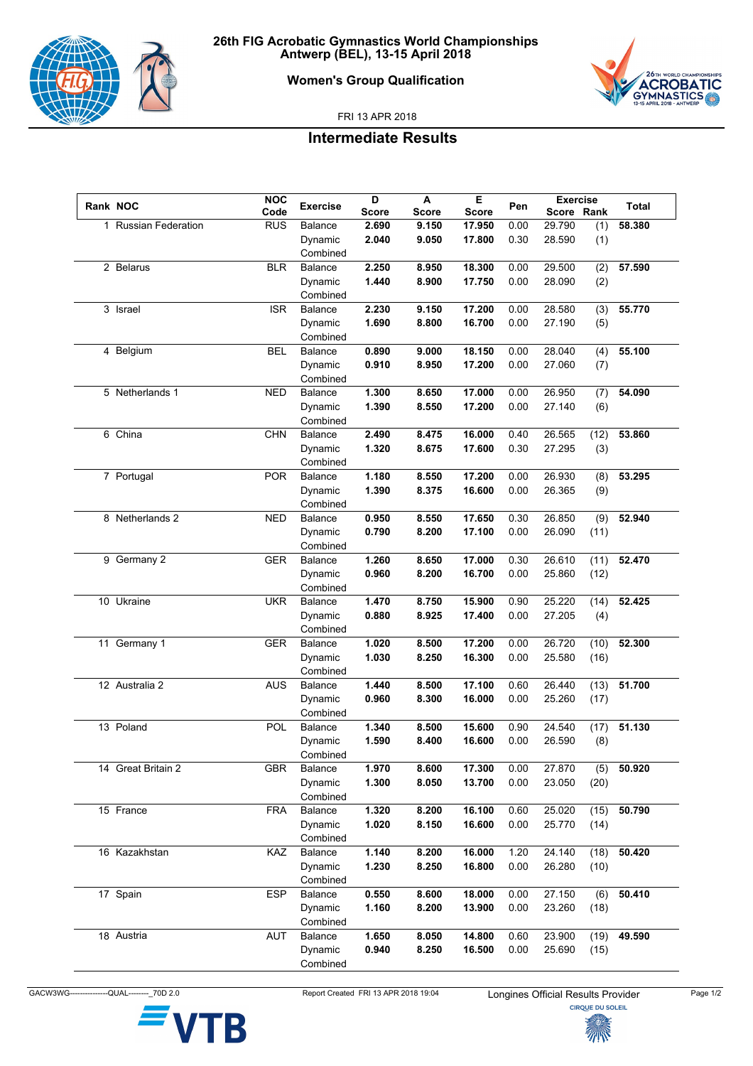# 26th FIG Acrobatic Gymnastics World Championships
## Antwerp (BEL), 13-15 April 2018

### Women's Group Qualification

FRI 13 APR 2018

## Intermediate Results

| Rank | NOC | NOC Code | Exercise | D Score | A Score | E Score | Pen | Exercise Score | Exercise Rank | Total |
|---|---|---|---|---|---|---|---|---|---|---|
| 1 | Russian Federation | RUS | Balance | **2.690** | **9.150** | **17.950** | 0.00 | 29.790 | (1) | **58.380** |
| | | | Dynamic | **2.040** | **9.050** | **17.800** | 0.30 | 28.590 | (1) | |
| | | | Combined | | | | | | | |
| 2 | Belarus | BLR | Balance | **2.250** | **8.950** | **18.300** | 0.00 | 29.500 | (2) | **57.590** |
| | | | Dynamic | **1.440** | **8.900** | **17.750** | 0.00 | 28.090 | (2) | |
| | | | Combined | | | | | | | |
| 3 | Israel | ISR | Balance | **2.230** | **9.150** | **17.200** | 0.00 | 28.580 | (3) | **55.770** |
| | | | Dynamic | **1.690** | **8.800** | **16.700** | 0.00 | 27.190 | (5) | |
| | | | Combined | | | | | | | |
| 4 | Belgium | BEL | Balance | **0.890** | **9.000** | **18.150** | 0.00 | 28.040 | (4) | **55.100** |
| | | | Dynamic | **0.910** | **8.950** | **17.200** | 0.00 | 27.060 | (7) | |
| | | | Combined | | | | | | | |
| 5 | Netherlands 1 | NED | Balance | **1.300** | **8.650** | **17.000** | 0.00 | 26.950 | (7) | **54.090** |
| | | | Dynamic | **1.390** | **8.550** | **17.200** | 0.00 | 27.140 | (6) | |
| | | | Combined | | | | | | | |
| 6 | China | CHN | Balance | **2.490** | **8.475** | **16.000** | 0.40 | 26.565 | (12) | **53.860** |
| | | | Dynamic | **1.320** | **8.675** | **17.600** | 0.30 | 27.295 | (3) | |
| | | | Combined | | | | | | | |
| 7 | Portugal | POR | Balance | **1.180** | **8.550** | **17.200** | 0.00 | 26.930 | (8) | **53.295** |
| | | | Dynamic | **1.390** | **8.375** | **16.600** | 0.00 | 26.365 | (9) | |
| | | | Combined | | | | | | | |
| 8 | Netherlands 2 | NED | Balance | **0.950** | **8.550** | **17.650** | 0.30 | 26.850 | (9) | **52.940** |
| | | | Dynamic | **0.790** | **8.200** | **17.100** | 0.00 | 26.090 | (11) | |
| | | | Combined | | | | | | | |
| 9 | Germany 2 | GER | Balance | **1.260** | **8.650** | **17.000** | 0.30 | 26.610 | (11) | **52.470** |
| | | | Dynamic | **0.960** | **8.200** | **16.700** | 0.00 | 25.860 | (12) | |
| | | | Combined | | | | | | | |
| 10 | Ukraine | UKR | Balance | **1.470** | **8.750** | **15.900** | 0.90 | 25.220 | (14) | **52.425** |
| | | | Dynamic | **0.880** | **8.925** | **17.400** | 0.00 | 27.205 | (4) | |
| | | | Combined | | | | | | | |
| 11 | Germany 1 | GER | Balance | **1.020** | **8.500** | **17.200** | 0.00 | 26.720 | (10) | **52.300** |
| | | | Dynamic | **1.030** | **8.250** | **16.300** | 0.00 | 25.580 | (16) | |
| | | | Combined | | | | | | | |
| 12 | Australia 2 | AUS | Balance | **1.440** | **8.500** | **17.100** | 0.60 | 26.440 | (13) | **51.700** |
| | | | Dynamic | **0.960** | **8.300** | **16.000** | 0.00 | 25.260 | (17) | |
| | | | Combined | | | | | | | |
| 13 | Poland | POL | Balance | **1.340** | **8.500** | **15.600** | 0.90 | 24.540 | (17) | **51.130** |
| | | | Dynamic | **1.590** | **8.400** | **16.600** | 0.00 | 26.590 | (8) | |
| | | | Combined | | | | | | | |
| 14 | Great Britain 2 | GBR | Balance | **1.970** | **8.600** | **17.300** | 0.00 | 27.870 | (5) | **50.920** |
| | | | Dynamic | **1.300** | **8.050** | **13.700** | 0.00 | 23.050 | (20) | |
| | | | Combined | | | | | | | |
| 15 | France | FRA | Balance | **1.320** | **8.200** | **16.100** | 0.60 | 25.020 | (15) | **50.790** |
| | | | Dynamic | **1.020** | **8.150** | **16.600** | 0.00 | 25.770 | (14) | |
| | | | Combined | | | | | | | |
| 16 | Kazakhstan | KAZ | Balance | **1.140** | **8.200** | **16.000** | 1.20 | 24.140 | (18) | **50.420** |
| | | | Dynamic | **1.230** | **8.250** | **16.800** | 0.00 | 26.280 | (10) | |
| | | | Combined | | | | | | | |
| 17 | Spain | ESP | Balance | **0.550** | **8.600** | **18.000** | 0.00 | 27.150 | (6) | **50.410** |
| | | | Dynamic | **1.160** | **8.200** | **13.900** | 0.00 | 23.260 | (18) | |
| | | | Combined | | | | | | | |
| 18 | Austria | AUT | Balance | **1.650** | **8.050** | **14.800** | 0.60 | 23.900 | (19) | **49.590** |
| | | | Dynamic | **0.940** | **8.250** | **16.500** | 0.00 | 25.690 | (15) | |
| | | | Combined | | | | | | | |

GACW3WG---------------QUAL--------_70D 2.0 Report Created FRI 13 APR 2018 19:04 Longines Official Results Provider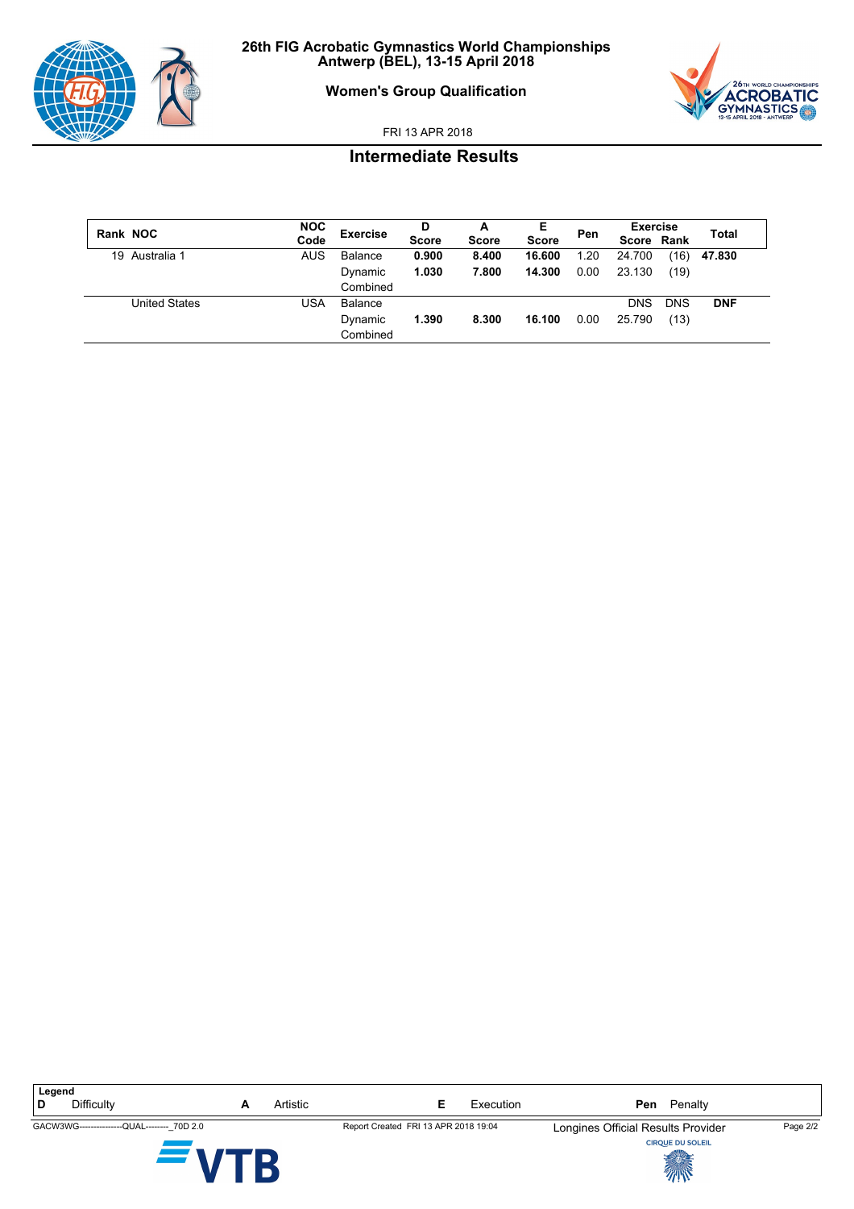# 26th FIG Acrobatic Gymnastics World Championships
## Antwerp (BEL), 13-15 April 2018

### Women's Group Qualification

FRI 13 APR 2018

## Intermediate Results

| Rank | NOC | NOC Code | Exercise | D Score | A Score | E Score | Pen | Exercise Score | Exercise Rank | Total |
|---|---|---|---|---|---|---|---|---|---|---|
| 19 | Australia 1 | AUS | Balance | **0.900** | **8.400** | **16.600** | 1.20 | 24.700 | (16) | **47.830** |
| | | | Dynamic Combined | **1.030** | **7.800** | **14.300** | 0.00 | 23.130 | (19) | |
| | United States | USA | Balance | | | | | DNS | DNS | **DNF** |
| | | | Dynamic Combined | **1.390** | **8.300** | **16.100** | 0.00 | 25.790 | (13) | |

**Legend**

| | | | |
|---|---|---|---|
| **D** Difficulty | **A** Artistic | **E** Execution | **Pen** Penalty |

GACW3WG----------------QUAL--------_70D 2.0

Report Created FRI 13 APR 2018 19:04

Longines Official Results Provider